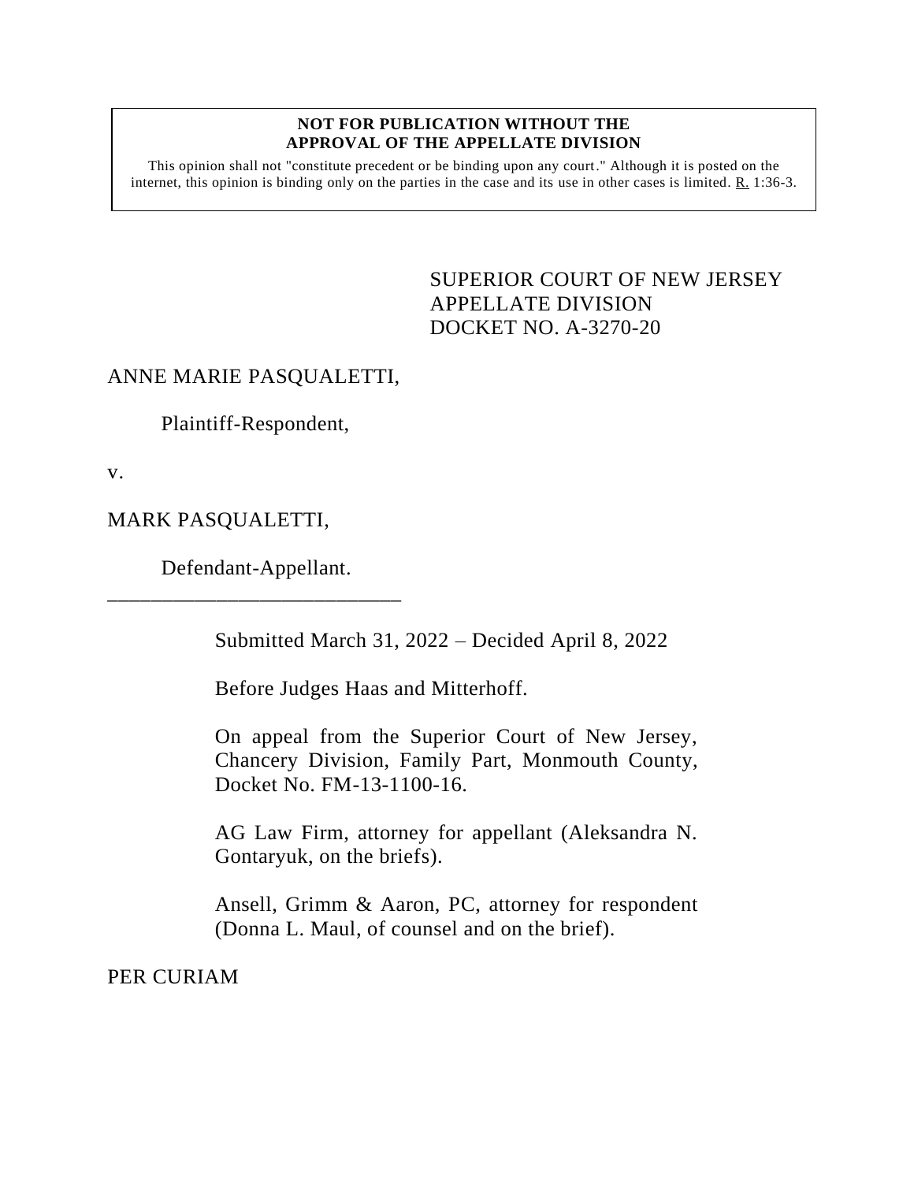**NOT FOR PUBLICATION WITHOUT THE APPROVAL OF THE APPELLATE DIVISION**

This opinion shall not "constitute precedent or be binding upon any court." Although it is posted on the internet, this opinion is binding only on the parties in the case and its use in other cases is limited. R. 1:36-3.

SUPERIOR COURT OF NEW JERSEY
APPELLATE DIVISION
DOCKET NO. A-3270-20

ANNE MARIE PASQUALETTI,

Plaintiff-Respondent,

v.

MARK PASQUALETTI,

Defendant-Appellant.

\_\_\_\_\_\_\_\_\_\_\_\_\_\_\_\_\_\_\_\_\_\_\_\_\_\_\_\_

Submitted March 31, 2022 – Decided April 8, 2022

Before Judges Haas and Mitterhoff.

On appeal from the Superior Court of New Jersey, Chancery Division, Family Part, Monmouth County, Docket No. FM-13-1100-16.

AG Law Firm, attorney for appellant (Aleksandra N. Gontaryuk, on the briefs).

Ansell, Grimm & Aaron, PC, attorney for respondent (Donna L. Maul, of counsel and on the brief).

PER CURIAM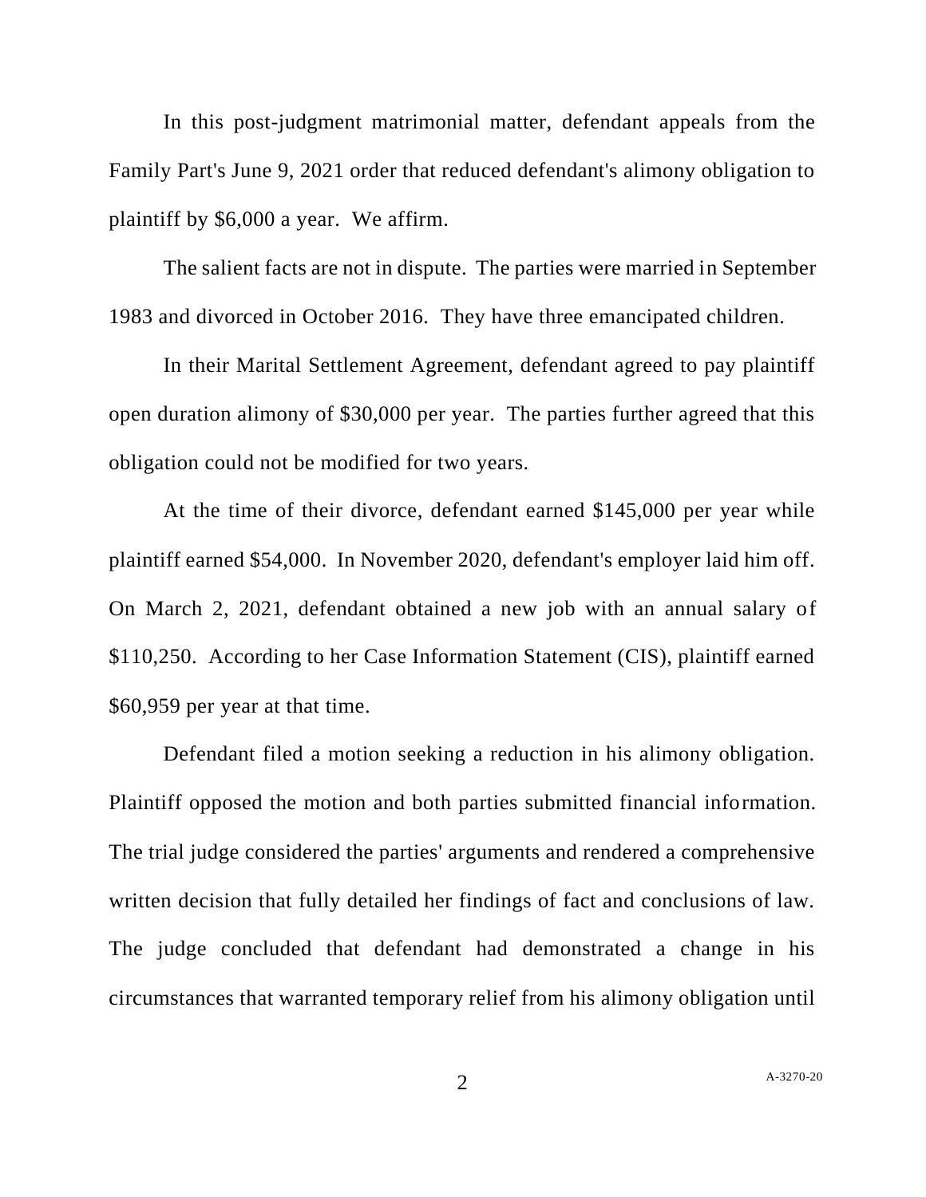In this post-judgment matrimonial matter, defendant appeals from the Family Part's June 9, 2021 order that reduced defendant's alimony obligation to plaintiff by $6,000 a year. We affirm.

The salient facts are not in dispute. The parties were married in September 1983 and divorced in October 2016. They have three emancipated children.

In their Marital Settlement Agreement, defendant agreed to pay plaintiff open duration alimony of $30,000 per year. The parties further agreed that this obligation could not be modified for two years.

At the time of their divorce, defendant earned $145,000 per year while plaintiff earned $54,000. In November 2020, defendant's employer laid him off. On March 2, 2021, defendant obtained a new job with an annual salary of $110,250. According to her Case Information Statement (CIS), plaintiff earned $60,959 per year at that time.

Defendant filed a motion seeking a reduction in his alimony obligation. Plaintiff opposed the motion and both parties submitted financial information. The trial judge considered the parties' arguments and rendered a comprehensive written decision that fully detailed her findings of fact and conclusions of law. The judge concluded that defendant had demonstrated a change in his circumstances that warranted temporary relief from his alimony obligation until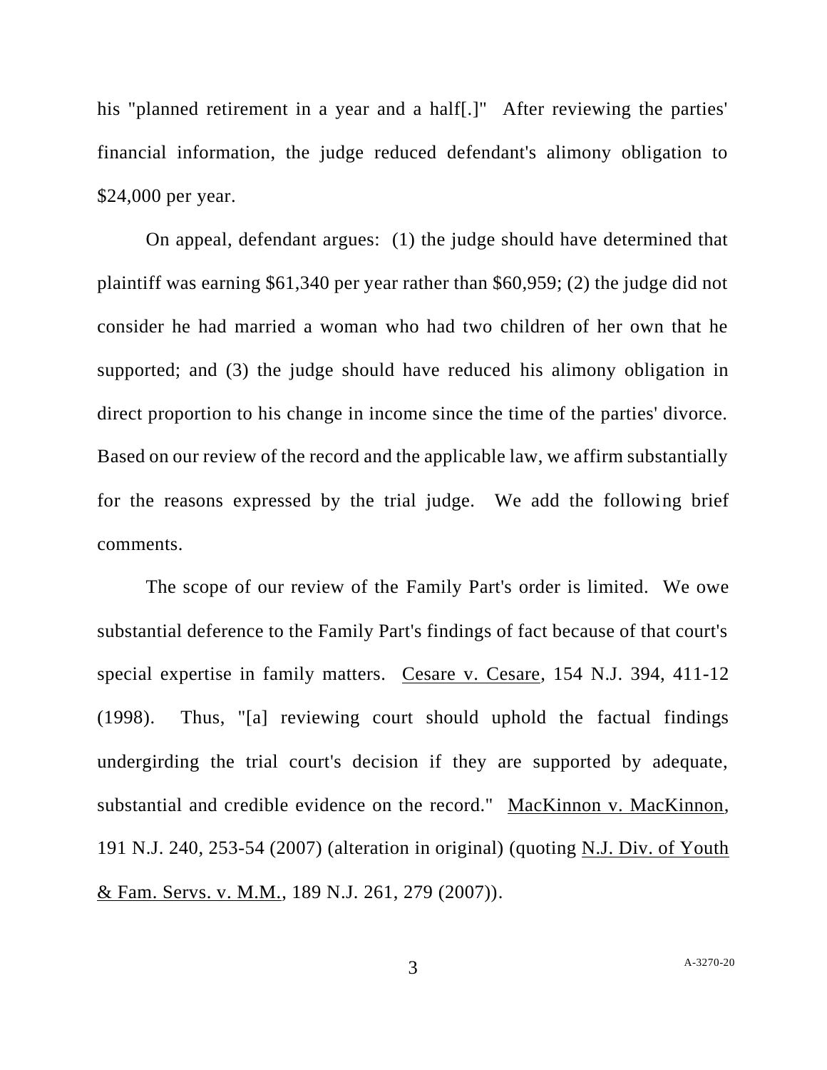his "planned retirement in a year and a half[.]" After reviewing the parties' financial information, the judge reduced defendant's alimony obligation to $24,000 per year.

On appeal, defendant argues: (1) the judge should have determined that plaintiff was earning $61,340 per year rather than $60,959; (2) the judge did not consider he had married a woman who had two children of her own that he supported; and (3) the judge should have reduced his alimony obligation in direct proportion to his change in income since the time of the parties' divorce. Based on our review of the record and the applicable law, we affirm substantially for the reasons expressed by the trial judge. We add the following brief comments.

The scope of our review of the Family Part's order is limited. We owe substantial deference to the Family Part's findings of fact because of that court's special expertise in family matters. <u>Cesare v. Cesare</u>, 154 N.J. 394, 411-12 (1998). Thus, "[a] reviewing court should uphold the factual findings undergirding the trial court's decision if they are supported by adequate, substantial and credible evidence on the record." <u>MacKinnon v. MacKinnon</u>, 191 N.J. 240, 253-54 (2007) (alteration in original) (quoting <u>N.J. Div. of Youth & Fam. Servs. v. M.M.</u>, 189 N.J. 261, 279 (2007)).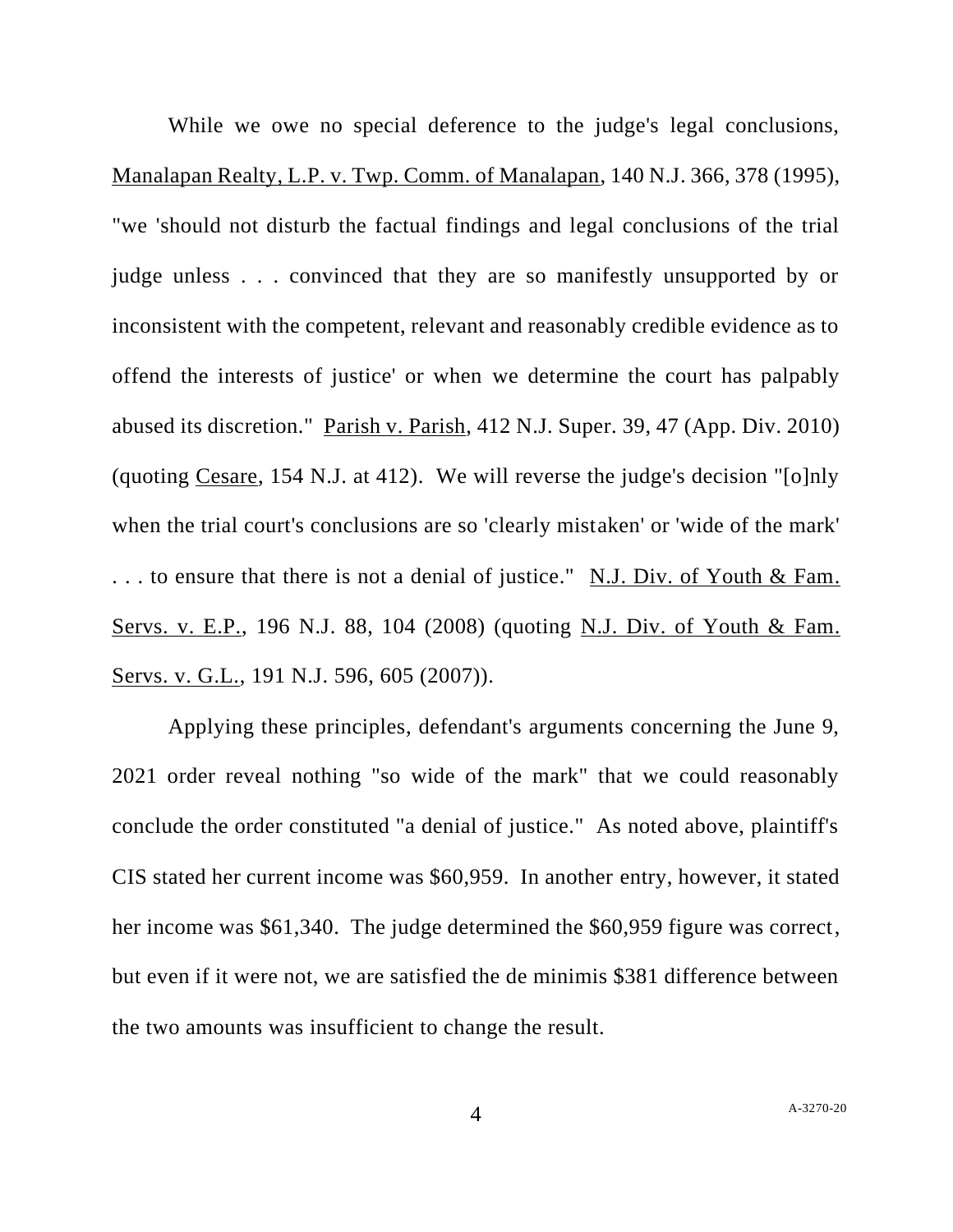While we owe no special deference to the judge's legal conclusions, Manalapan Realty, L.P. v. Twp. Comm. of Manalapan, 140 N.J. 366, 378 (1995), "we 'should not disturb the factual findings and legal conclusions of the trial judge unless . . . convinced that they are so manifestly unsupported by or inconsistent with the competent, relevant and reasonably credible evidence as to offend the interests of justice' or when we determine the court has palpably abused its discretion." Parish v. Parish, 412 N.J. Super. 39, 47 (App. Div. 2010) (quoting Cesare, 154 N.J. at 412). We will reverse the judge's decision "[o]nly when the trial court's conclusions are so 'clearly mistaken' or 'wide of the mark' . . . to ensure that there is not a denial of justice." N.J. Div. of Youth & Fam. Servs. v. E.P., 196 N.J. 88, 104 (2008) (quoting N.J. Div. of Youth & Fam. Servs. v. G.L., 191 N.J. 596, 605 (2007)).

Applying these principles, defendant's arguments concerning the June 9, 2021 order reveal nothing "so wide of the mark" that we could reasonably conclude the order constituted "a denial of justice." As noted above, plaintiff's CIS stated her current income was $60,959. In another entry, however, it stated her income was $61,340. The judge determined the $60,959 figure was correct, but even if it were not, we are satisfied the de minimis $381 difference between the two amounts was insufficient to change the result.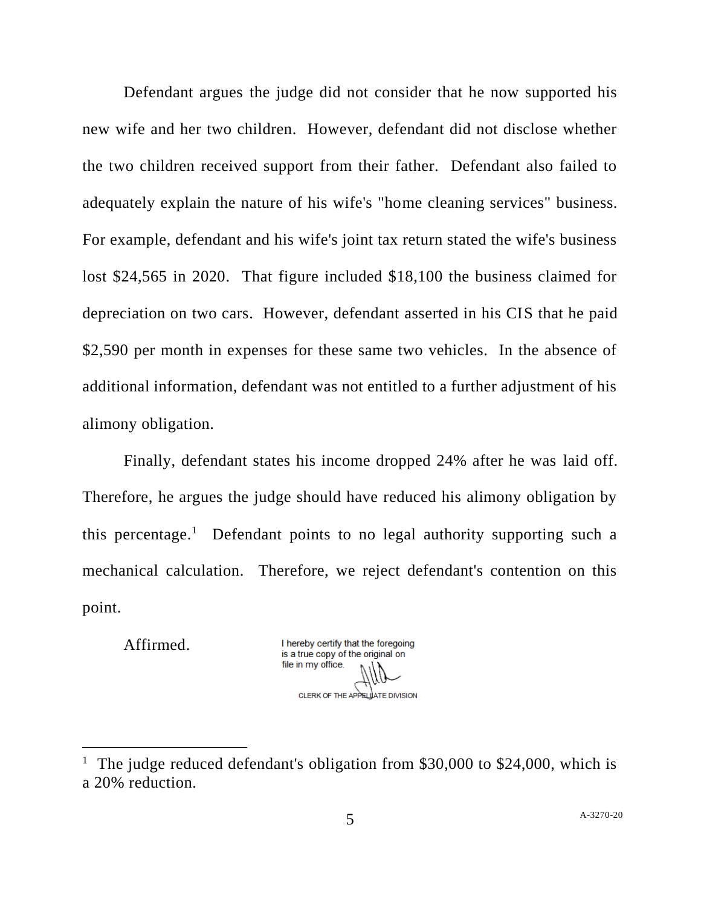Defendant argues the judge did not consider that he now supported his new wife and her two children. However, defendant did not disclose whether the two children received support from their father. Defendant also failed to adequately explain the nature of his wife's "home cleaning services" business. For example, defendant and his wife's joint tax return stated the wife's business lost $24,565 in 2020. That figure included $18,100 the business claimed for depreciation on two cars. However, defendant asserted in his CIS that he paid $2,590 per month in expenses for these same two vehicles. In the absence of additional information, defendant was not entitled to a further adjustment of his alimony obligation.

Finally, defendant states his income dropped 24% after he was laid off. Therefore, he argues the judge should have reduced his alimony obligation by this percentage.[1] Defendant points to no legal authority supporting such a mechanical calculation. Therefore, we reject defendant's contention on this point.

Affirmed.

I hereby certify that the foregoing is a true copy of the original on file in my office.

CLERK OF THE APPELLATE DIVISION

---

[1] The judge reduced defendant's obligation from $30,000 to $24,000, which is a 20% reduction.